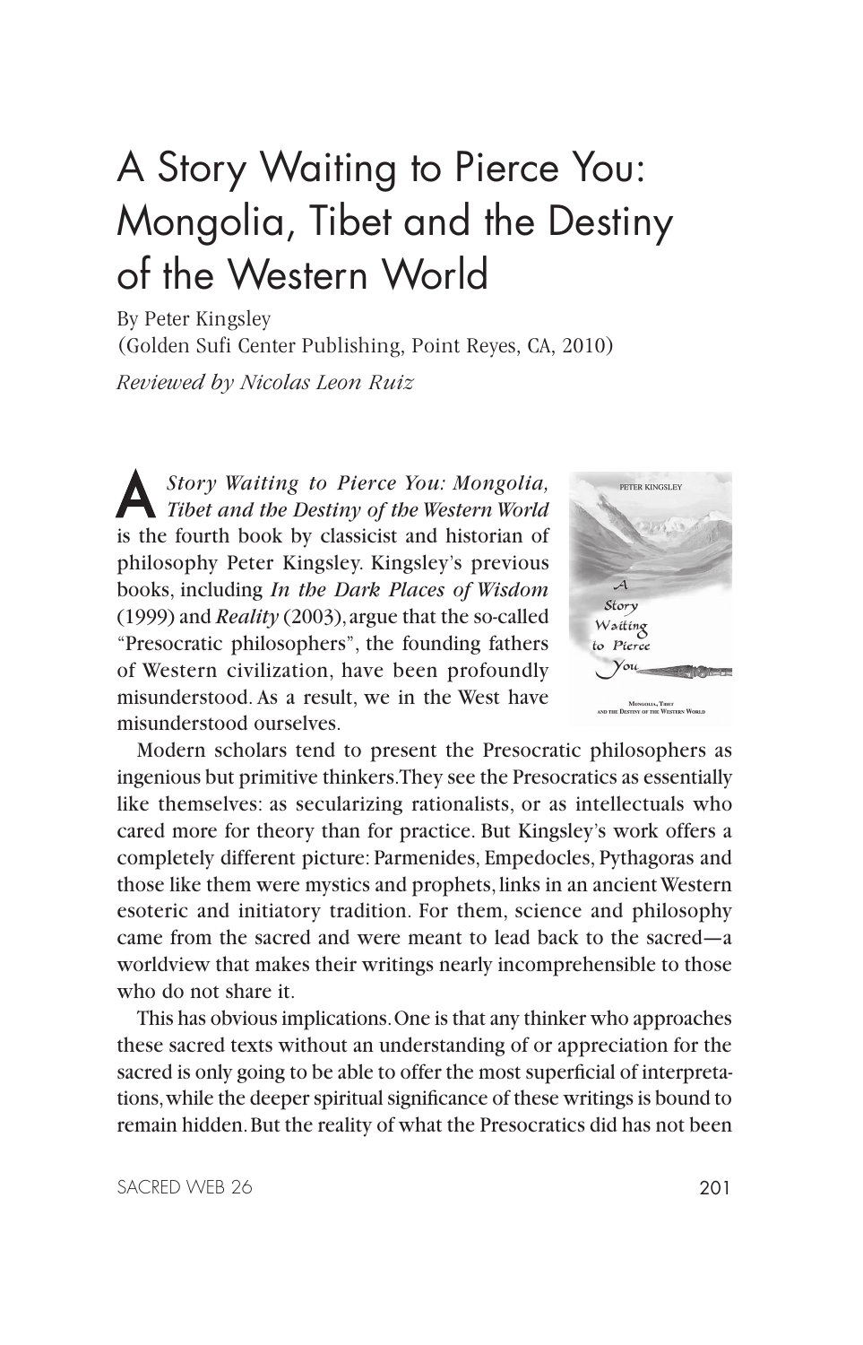# A Story Waiting to Pierce You: Mongolia, Tibet and the Destiny of the Western World

By Peter Kingsley
(Golden Sufi Center Publishing, Point Reyes, CA, 2010)

*Reviewed by Nicolas Leon Ruiz*

*A Story Waiting to Pierce You: Mongolia, Tibet and the Destiny of the Western World* is the fourth book by classicist and historian of philosophy Peter Kingsley. Kingsley's previous books, including *In the Dark Places of Wisdom* (1999) and *Reality* (2003), argue that the so-called "Presocratic philosophers", the founding fathers of Western civilization, have been profoundly misunderstood. As a result, we in the West have misunderstood ourselves.

Modern scholars tend to present the Presocratic philosophers as ingenious but primitive thinkers. They see the Presocratics as essentially like themselves: as secularizing rationalists, or as intellectuals who cared more for theory than for practice. But Kingsley's work offers a completely different picture: Parmenides, Empedocles, Pythagoras and those like them were mystics and prophets, links in an ancient Western esoteric and initiatory tradition. For them, science and philosophy came from the sacred and were meant to lead back to the sacred—a worldview that makes their writings nearly incomprehensible to those who do not share it.

This has obvious implications. One is that any thinker who approaches these sacred texts without an understanding of or appreciation for the sacred is only going to be able to offer the most superficial of interpretations, while the deeper spiritual significance of these writings is bound to remain hidden. But the reality of what the Presocratics did has not been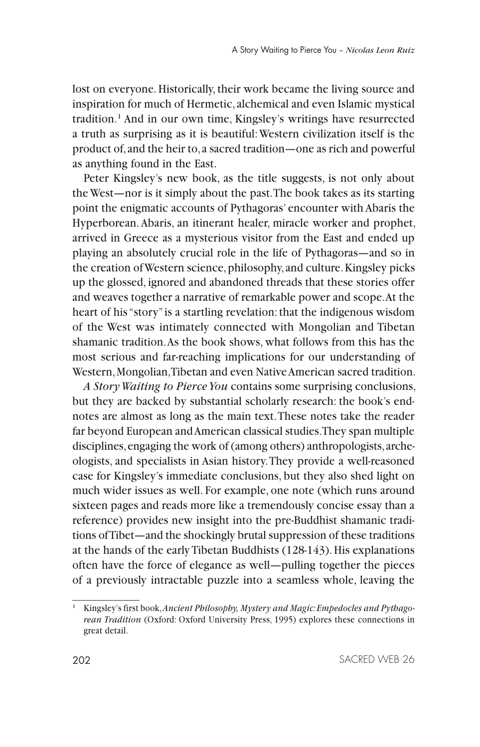lost on everyone. Historically, their work became the living source and inspiration for much of Hermetic, alchemical and even Islamic mystical tradition.[1] And in our own time, Kingsley's writings have resurrected a truth as surprising as it is beautiful: Western civilization itself is the product of, and the heir to, a sacred tradition—one as rich and powerful as anything found in the East.

Peter Kingsley's new book, as the title suggests, is not only about the West—nor is it simply about the past. The book takes as its starting point the enigmatic accounts of Pythagoras' encounter with Abaris the Hyperborean. Abaris, an itinerant healer, miracle worker and prophet, arrived in Greece as a mysterious visitor from the East and ended up playing an absolutely crucial role in the life of Pythagoras—and so in the creation of Western science, philosophy, and culture. Kingsley picks up the glossed, ignored and abandoned threads that these stories offer and weaves together a narrative of remarkable power and scope. At the heart of his "story" is a startling revelation: that the indigenous wisdom of the West was intimately connected with Mongolian and Tibetan shamanic tradition. As the book shows, what follows from this has the most serious and far-reaching implications for our understanding of Western, Mongolian, Tibetan and even Native American sacred tradition.

*A Story Waiting to Pierce You* contains some surprising conclusions, but they are backed by substantial scholarly research: the book's endnotes are almost as long as the main text. These notes take the reader far beyond European and American classical studies. They span multiple disciplines, engaging the work of (among others) anthropologists, archeologists, and specialists in Asian history. They provide a well-reasoned case for Kingsley's immediate conclusions, but they also shed light on much wider issues as well. For example, one note (which runs around sixteen pages and reads more like a tremendously concise essay than a reference) provides new insight into the pre-Buddhist shamanic traditions of Tibet—and the shockingly brutal suppression of these traditions at the hands of the early Tibetan Buddhists (128-143). His explanations often have the force of elegance as well—pulling together the pieces of a previously intractable puzzle into a seamless whole, leaving the

---

[1] Kingsley's first book, *Ancient Philosophy, Mystery and Magic: Empedocles and Pythagorean Tradition* (Oxford: Oxford University Press, 1995) explores these connections in great detail.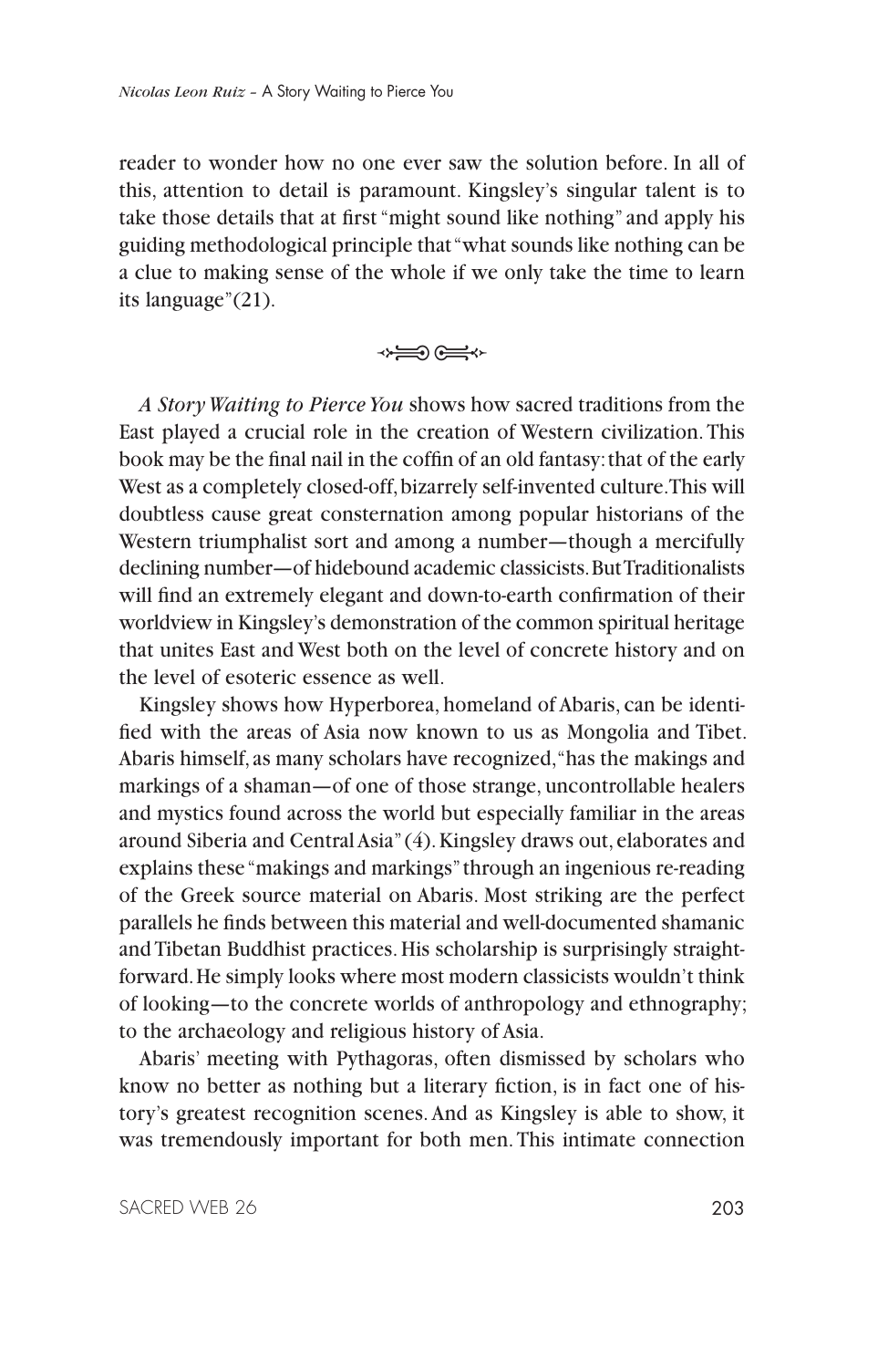reader to wonder how no one ever saw the solution before. In all of this, attention to detail is paramount. Kingsley's singular talent is to take those details that at first "might sound like nothing" and apply his guiding methodological principle that "what sounds like nothing can be a clue to making sense of the whole if we only take the time to learn its language"(21).

*A Story Waiting to Pierce You* shows how sacred traditions from the East played a crucial role in the creation of Western civilization. This book may be the final nail in the coffin of an old fantasy: that of the early West as a completely closed-off, bizarrely self-invented culture. This will doubtless cause great consternation among popular historians of the Western triumphalist sort and among a number—though a mercifully declining number—of hidebound academic classicists. But Traditionalists will find an extremely elegant and down-to-earth confirmation of their worldview in Kingsley's demonstration of the common spiritual heritage that unites East and West both on the level of concrete history and on the level of esoteric essence as well.

Kingsley shows how Hyperborea, homeland of Abaris, can be identified with the areas of Asia now known to us as Mongolia and Tibet. Abaris himself, as many scholars have recognized, "has the makings and markings of a shaman—of one of those strange, uncontrollable healers and mystics found across the world but especially familiar in the areas around Siberia and Central Asia" (4). Kingsley draws out, elaborates and explains these "makings and markings" through an ingenious re-reading of the Greek source material on Abaris. Most striking are the perfect parallels he finds between this material and well-documented shamanic and Tibetan Buddhist practices. His scholarship is surprisingly straightforward. He simply looks where most modern classicists wouldn't think of looking—to the concrete worlds of anthropology and ethnography; to the archaeology and religious history of Asia.

Abaris' meeting with Pythagoras, often dismissed by scholars who know no better as nothing but a literary fiction, is in fact one of history's greatest recognition scenes. And as Kingsley is able to show, it was tremendously important for both men. This intimate connection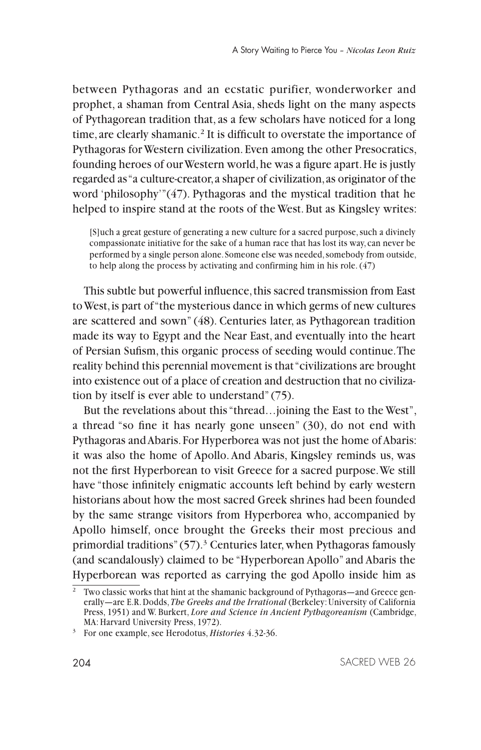between Pythagoras and an ecstatic purifier, wonderworker and prophet, a shaman from Central Asia, sheds light on the many aspects of Pythagorean tradition that, as a few scholars have noticed for a long time, are clearly shamanic.[2] It is difficult to overstate the importance of Pythagoras for Western civilization. Even among the other Presocratics, founding heroes of our Western world, he was a figure apart. He is justly regarded as "a culture-creator, a shaper of civilization, as originator of the word 'philosophy'"(47). Pythagoras and the mystical tradition that he helped to inspire stand at the roots of the West. But as Kingsley writes:

> [S]uch a great gesture of generating a new culture for a sacred purpose, such a divinely compassionate initiative for the sake of a human race that has lost its way, can never be performed by a single person alone. Someone else was needed, somebody from outside, to help along the process by activating and confirming him in his role. (47)

This subtle but powerful influence, this sacred transmission from East to West, is part of "the mysterious dance in which germs of new cultures are scattered and sown" (48). Centuries later, as Pythagorean tradition made its way to Egypt and the Near East, and eventually into the heart of Persian Sufism, this organic process of seeding would continue. The reality behind this perennial movement is that "civilizations are brought into existence out of a place of creation and destruction that no civilization by itself is ever able to understand" (75).

But the revelations about this "thread…joining the East to the West", a thread "so fine it has nearly gone unseen" (30), do not end with Pythagoras and Abaris. For Hyperborea was not just the home of Abaris: it was also the home of Apollo. And Abaris, Kingsley reminds us, was not the first Hyperborean to visit Greece for a sacred purpose. We still have "those infinitely enigmatic accounts left behind by early western historians about how the most sacred Greek shrines had been founded by the same strange visitors from Hyperborea who, accompanied by Apollo himself, once brought the Greeks their most precious and primordial traditions" (57).[3] Centuries later, when Pythagoras famously (and scandalously) claimed to be "Hyperborean Apollo" and Abaris the Hyperborean was reported as carrying the god Apollo inside him as

---

[2] Two classic works that hint at the shamanic background of Pythagoras—and Greece generally—are E.R. Dodds, *The Greeks and the Irrational* (Berkeley: University of California Press, 1951) and W. Burkert, *Lore and Science in Ancient Pythagoreanism* (Cambridge, MA: Harvard University Press, 1972).

[3] For one example, see Herodotus, *Histories* 4.32-36.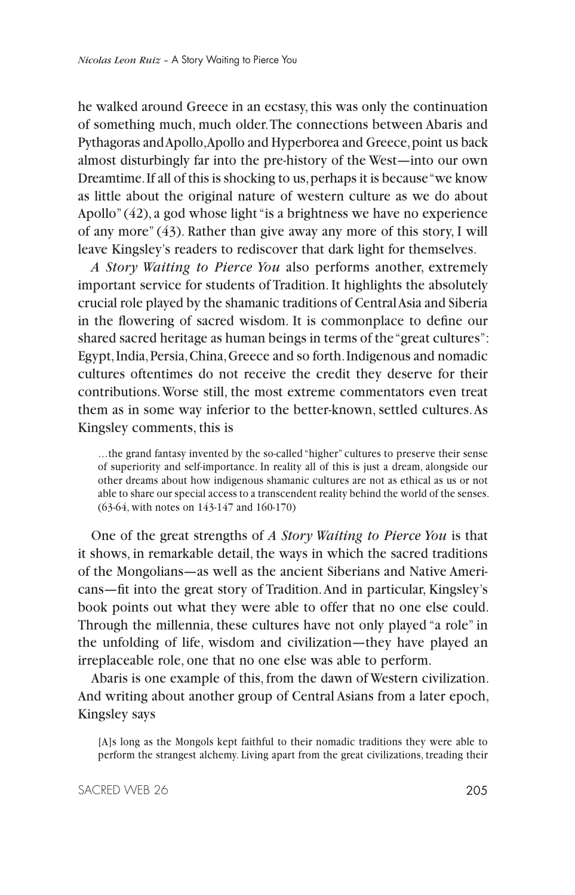he walked around Greece in an ecstasy, this was only the continuation of something much, much older. The connections between Abaris and Pythagoras and Apollo, Apollo and Hyperborea and Greece, point us back almost disturbingly far into the pre-history of the West—into our own Dreamtime. If all of this is shocking to us, perhaps it is because "we know as little about the original nature of western culture as we do about Apollo" (42), a god whose light "is a brightness we have no experience of any more" (43). Rather than give away any more of this story, I will leave Kingsley's readers to rediscover that dark light for themselves.

*A Story Waiting to Pierce You* also performs another, extremely important service for students of Tradition. It highlights the absolutely crucial role played by the shamanic traditions of Central Asia and Siberia in the flowering of sacred wisdom. It is commonplace to define our shared sacred heritage as human beings in terms of the "great cultures": Egypt, India, Persia, China, Greece and so forth. Indigenous and nomadic cultures oftentimes do not receive the credit they deserve for their contributions. Worse still, the most extreme commentators even treat them as in some way inferior to the better-known, settled cultures. As Kingsley comments, this is

> …the grand fantasy invented by the so-called "higher" cultures to preserve their sense of superiority and self-importance. In reality all of this is just a dream, alongside our other dreams about how indigenous shamanic cultures are not as ethical as us or not able to share our special access to a transcendent reality behind the world of the senses. (63-64, with notes on 143-147 and 160-170)

One of the great strengths of *A Story Waiting to Pierce You* is that it shows, in remarkable detail, the ways in which the sacred traditions of the Mongolians—as well as the ancient Siberians and Native Americans—fit into the great story of Tradition. And in particular, Kingsley's book points out what they were able to offer that no one else could. Through the millennia, these cultures have not only played "a role" in the unfolding of life, wisdom and civilization—they have played an irreplaceable role, one that no one else was able to perform.

Abaris is one example of this, from the dawn of Western civilization. And writing about another group of Central Asians from a later epoch, Kingsley says

> [A]s long as the Mongols kept faithful to their nomadic traditions they were able to perform the strangest alchemy. Living apart from the great civilizations, treading their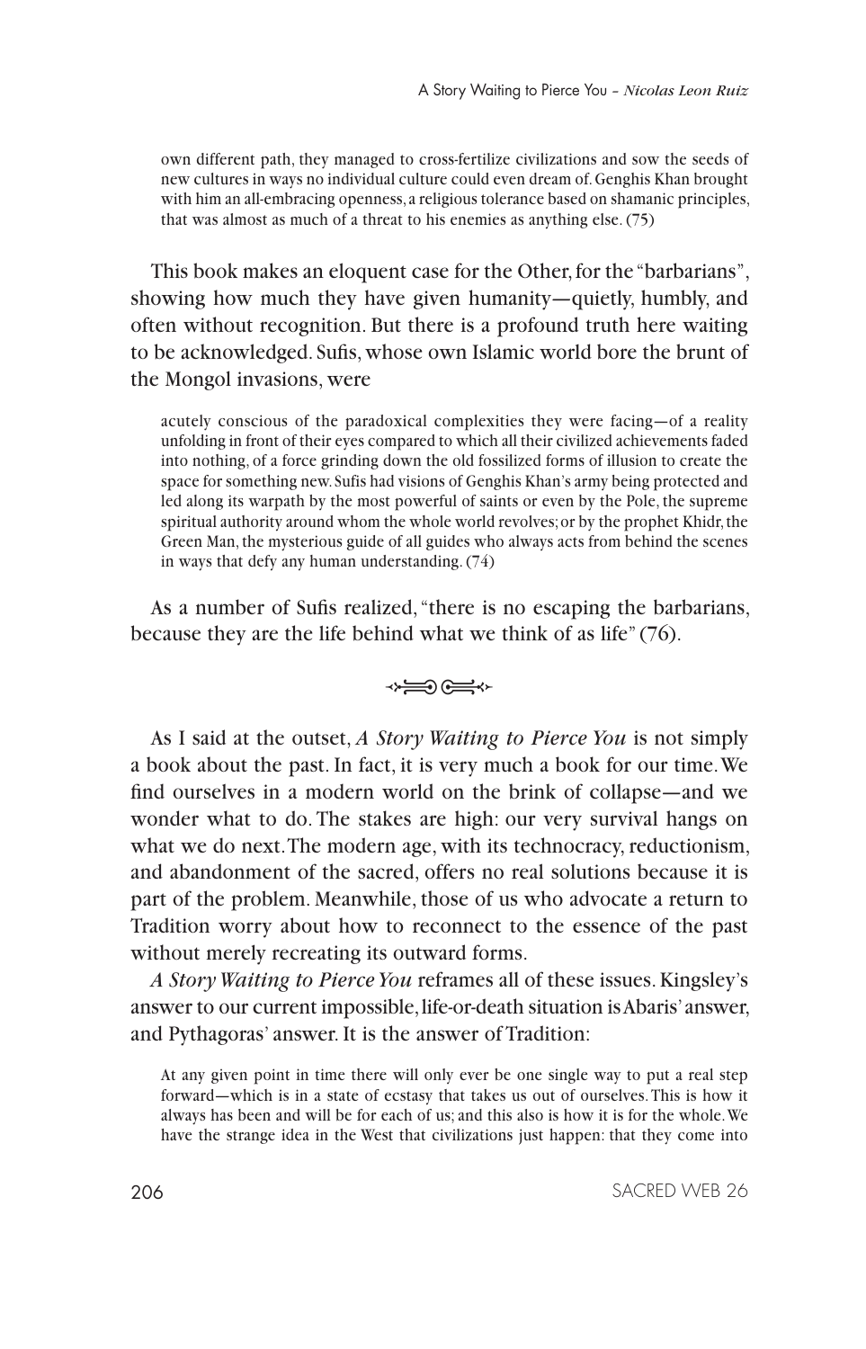> own different path, they managed to cross-fertilize civilizations and sow the seeds of new cultures in ways no individual culture could even dream of. Genghis Khan brought with him an all-embracing openness, a religious tolerance based on shamanic principles, that was almost as much of a threat to his enemies as anything else. (75)

This book makes an eloquent case for the Other, for the "barbarians", showing how much they have given humanity—quietly, humbly, and often without recognition. But there is a profound truth here waiting to be acknowledged. Sufis, whose own Islamic world bore the brunt of the Mongol invasions, were

> acutely conscious of the paradoxical complexities they were facing—of a reality unfolding in front of their eyes compared to which all their civilized achievements faded into nothing, of a force grinding down the old fossilized forms of illusion to create the space for something new. Sufis had visions of Genghis Khan's army being protected and led along its warpath by the most powerful of saints or even by the Pole, the supreme spiritual authority around whom the whole world revolves; or by the prophet Khidr, the Green Man, the mysterious guide of all guides who always acts from behind the scenes in ways that defy any human understanding. (74)

As a number of Sufis realized, "there is no escaping the barbarians, because they are the life behind what we think of as life" (76).

---

As I said at the outset, *A Story Waiting to Pierce You* is not simply a book about the past. In fact, it is very much a book for our time. We find ourselves in a modern world on the brink of collapse—and we wonder what to do. The stakes are high: our very survival hangs on what we do next. The modern age, with its technocracy, reductionism, and abandonment of the sacred, offers no real solutions because it is part of the problem. Meanwhile, those of us who advocate a return to Tradition worry about how to reconnect to the essence of the past without merely recreating its outward forms.

*A Story Waiting to Pierce You* reframes all of these issues. Kingsley's answer to our current impossible, life-or-death situation is Abaris' answer, and Pythagoras' answer. It is the answer of Tradition:

> At any given point in time there will only ever be one single way to put a real step forward—which is in a state of ecstasy that takes us out of ourselves. This is how it always has been and will be for each of us; and this also is how it is for the whole. We have the strange idea in the West that civilizations just happen: that they come into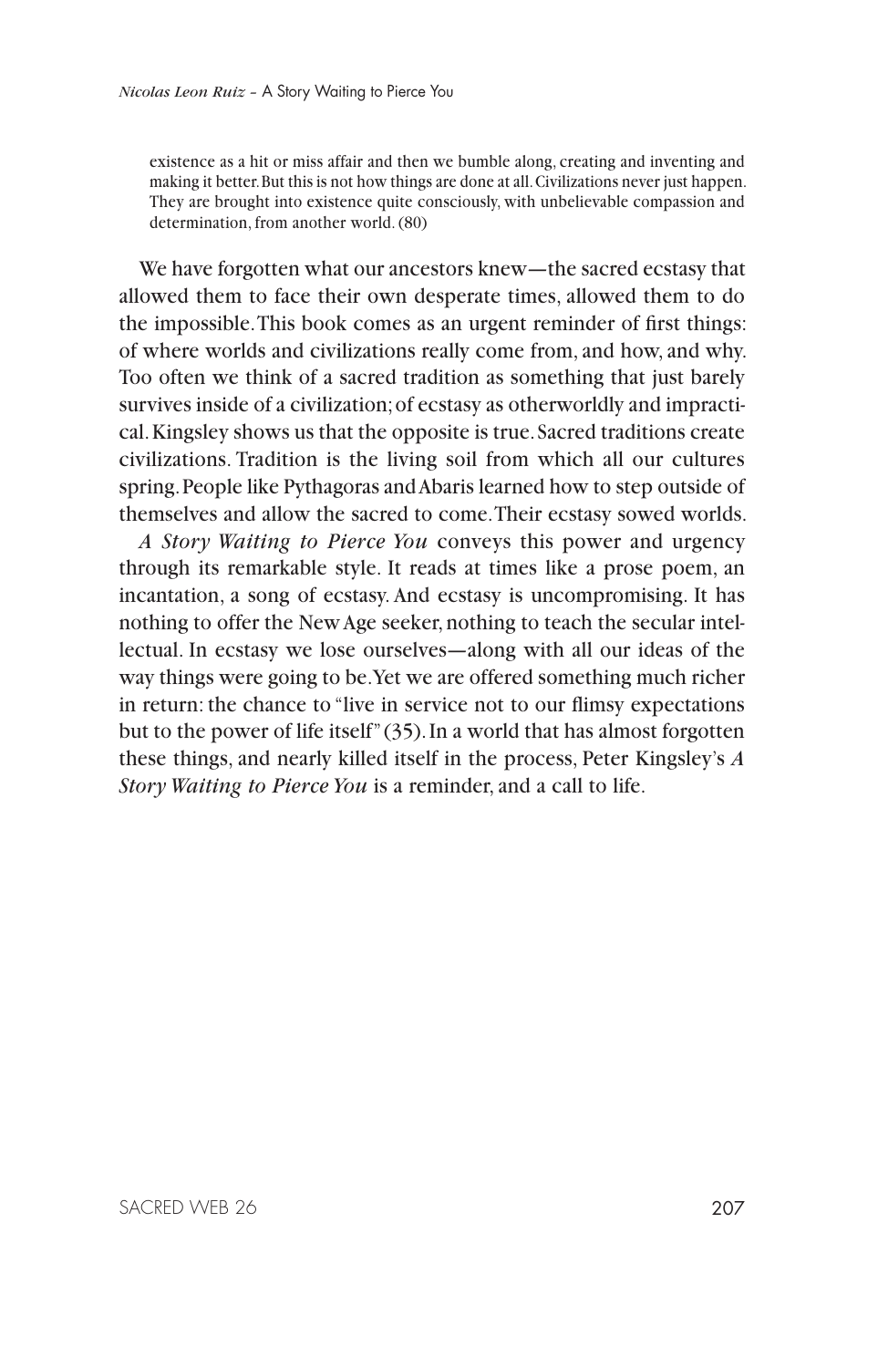> existence as a hit or miss affair and then we bumble along, creating and inventing and making it better. But this is not how things are done at all. Civilizations never just happen. They are brought into existence quite consciously, with unbelievable compassion and determination, from another world. (80)

We have forgotten what our ancestors knew—the sacred ecstasy that allowed them to face their own desperate times, allowed them to do the impossible. This book comes as an urgent reminder of first things: of where worlds and civilizations really come from, and how, and why. Too often we think of a sacred tradition as something that just barely survives inside of a civilization; of ecstasy as otherworldly and impractical. Kingsley shows us that the opposite is true. Sacred traditions create civilizations. Tradition is the living soil from which all our cultures spring. People like Pythagoras and Abaris learned how to step outside of themselves and allow the sacred to come. Their ecstasy sowed worlds.

*A Story Waiting to Pierce You* conveys this power and urgency through its remarkable style. It reads at times like a prose poem, an incantation, a song of ecstasy. And ecstasy is uncompromising. It has nothing to offer the New Age seeker, nothing to teach the secular intellectual. In ecstasy we lose ourselves—along with all our ideas of the way things were going to be. Yet we are offered something much richer in return: the chance to "live in service not to our flimsy expectations but to the power of life itself" (35). In a world that has almost forgotten these things, and nearly killed itself in the process, Peter Kingsley's *A Story Waiting to Pierce You* is a reminder, and a call to life.